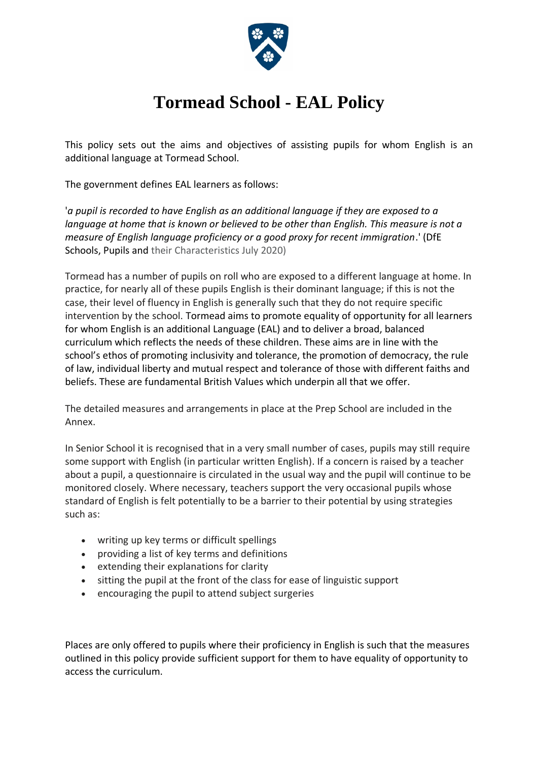# Tormead School - EAL Policy

This policy sets out the aims and objectives of assisting pupils for whom English is an additional language at Tormead School.

The government defines EAL learners as follows:

'*a pupil is recorded to have English as an additional language if they are exposed to a language at home that is known or believed to be other than English. This measure is not a measure of English language proficiency or a good proxy for recent immigration*.' (DfE Schools, Pupils and their Characteristics July 2020)

Tormead has a number of pupils on roll who are exposed to a different language at home. In practice, for nearly all of these pupils English is their dominant language; if this is not the case, their level of fluency in English is generally such that they do not require specific intervention by the school. Tormead aims to promote equality of opportunity for all learners for whom English is an additional Language (EAL) and to deliver a broad, balanced curriculum which reflects the needs of these children. These aims are in line with the school's ethos of promoting inclusivity and tolerance, the promotion of democracy, the rule of law, individual liberty and mutual respect and tolerance of those with different faiths and beliefs. These are fundamental British Values which underpin all that we offer.

The detailed measures and arrangements in place at the Prep School are included in the Annex.

In Senior School it is recognised that in a very small number of cases, pupils may still require some support with English (in particular written English). If a concern is raised by a teacher about a pupil, a questionnaire is circulated in the usual way and the pupil will continue to be monitored closely. Where necessary, teachers support the very occasional pupils whose standard of English is felt potentially to be a barrier to their potential by using strategies such as:

- writing up key terms or difficult spellings
- providing a list of key terms and definitions
- extending their explanations for clarity
- sitting the pupil at the front of the class for ease of linguistic support
- encouraging the pupil to attend subject surgeries

Places are only offered to pupils where their proficiency in English is such that the measures outlined in this policy provide sufficient support for them to have equality of opportunity to access the curriculum.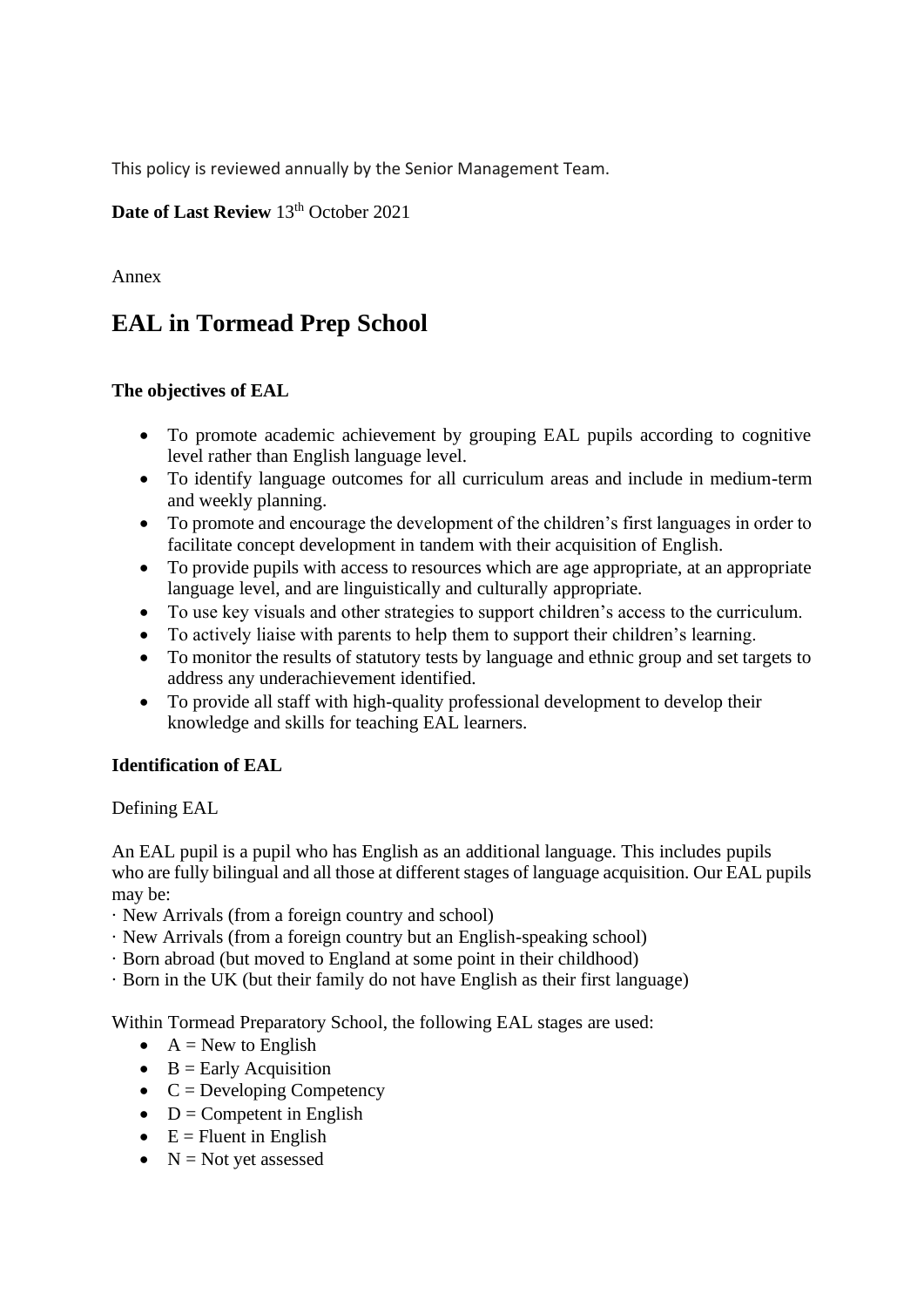This policy is reviewed annually by the Senior Management Team.

**Date of Last Review** 13th October 2021

Annex

# EAL in Tormead Prep School

### The objectives of EAL

- To promote academic achievement by grouping EAL pupils according to cognitive level rather than English language level.
- To identify language outcomes for all curriculum areas and include in medium-term and weekly planning.
- To promote and encourage the development of the children's first languages in order to facilitate concept development in tandem with their acquisition of English.
- To provide pupils with access to resources which are age appropriate, at an appropriate language level, and are linguistically and culturally appropriate.
- To use key visuals and other strategies to support children's access to the curriculum.
- To actively liaise with parents to help them to support their children's learning.
- To monitor the results of statutory tests by language and ethnic group and set targets to address any underachievement identified.
- To provide all staff with high-quality professional development to develop their knowledge and skills for teaching EAL learners.

### Identification of EAL

Defining EAL

An EAL pupil is a pupil who has English as an additional language. This includes pupils who are fully bilingual and all those at different stages of language acquisition. Our EAL pupils may be:

· New Arrivals (from a foreign country and school)
· New Arrivals (from a foreign country but an English-speaking school)
· Born abroad (but moved to England at some point in their childhood)
· Born in the UK (but their family do not have English as their first language)

Within Tormead Preparatory School, the following EAL stages are used:

- A = New to English
- B = Early Acquisition
- C = Developing Competency
- D = Competent in English
- E = Fluent in English
- N = Not yet assessed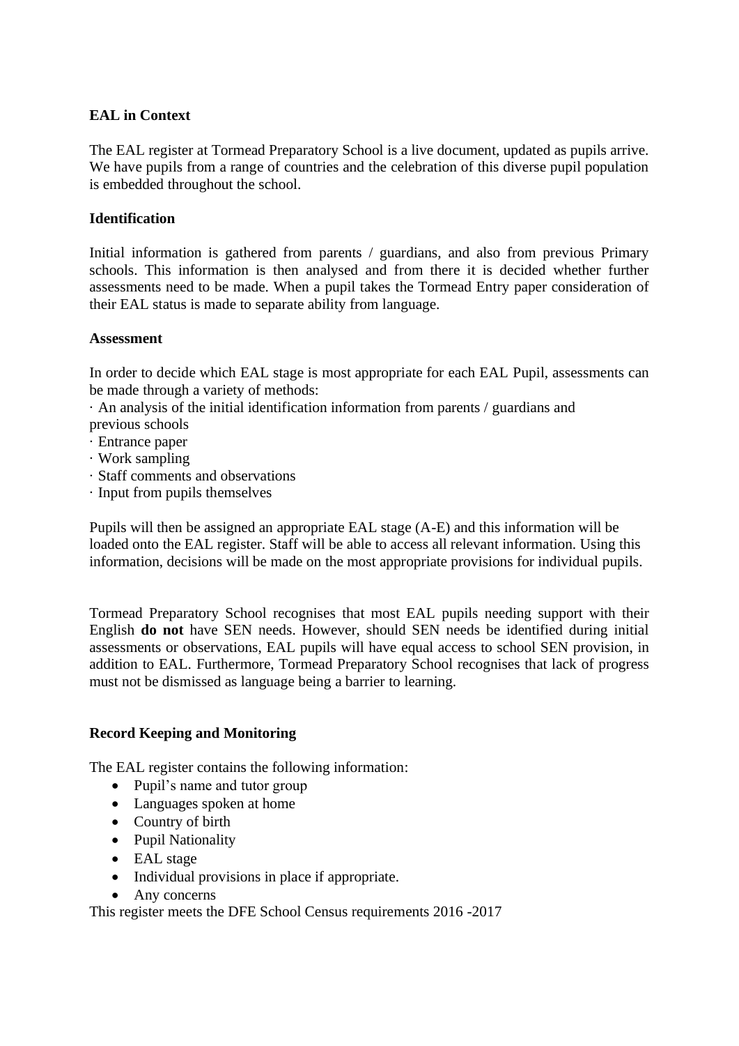**EAL in Context**

The EAL register at Tormead Preparatory School is a live document, updated as pupils arrive. We have pupils from a range of countries and the celebration of this diverse pupil population is embedded throughout the school.

**Identification**

Initial information is gathered from parents / guardians, and also from previous Primary schools. This information is then analysed and from there it is decided whether further assessments need to be made. When a pupil takes the Tormead Entry paper consideration of their EAL status is made to separate ability from language.

**Assessment**

In order to decide which EAL stage is most appropriate for each EAL Pupil, assessments can be made through a variety of methods:

· An analysis of the initial identification information from parents / guardians and previous schools
· Entrance paper
· Work sampling
· Staff comments and observations
· Input from pupils themselves

Pupils will then be assigned an appropriate EAL stage (A-E) and this information will be loaded onto the EAL register. Staff will be able to access all relevant information. Using this information, decisions will be made on the most appropriate provisions for individual pupils.

Tormead Preparatory School recognises that most EAL pupils needing support with their English **do not** have SEN needs. However, should SEN needs be identified during initial assessments or observations, EAL pupils will have equal access to school SEN provision, in addition to EAL. Furthermore, Tormead Preparatory School recognises that lack of progress must not be dismissed as language being a barrier to learning.

**Record Keeping and Monitoring**

The EAL register contains the following information:

- Pupil's name and tutor group
- Languages spoken at home
- Country of birth
- Pupil Nationality
- EAL stage
- Individual provisions in place if appropriate.
- Any concerns

This register meets the DFE School Census requirements 2016 -2017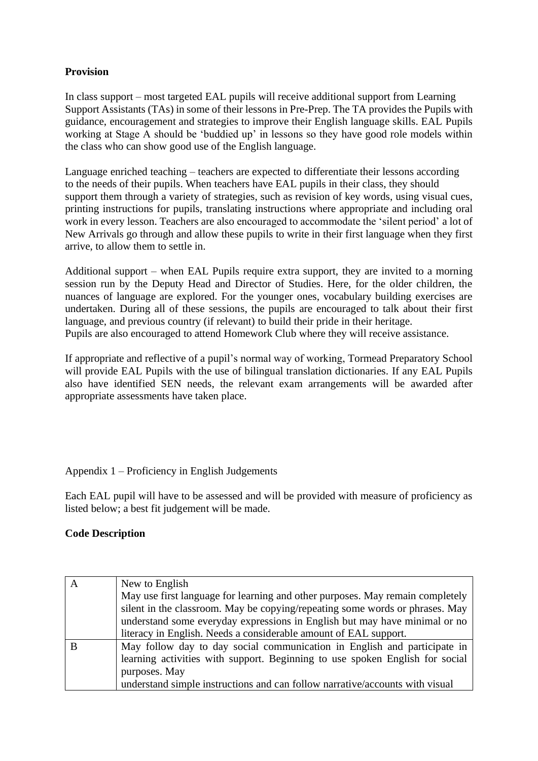**Provision**

In class support – most targeted EAL pupils will receive additional support from Learning Support Assistants (TAs) in some of their lessons in Pre-Prep. The TA provides the Pupils with guidance, encouragement and strategies to improve their English language skills. EAL Pupils working at Stage A should be 'buddied up' in lessons so they have good role models within the class who can show good use of the English language.

Language enriched teaching – teachers are expected to differentiate their lessons according to the needs of their pupils. When teachers have EAL pupils in their class, they should support them through a variety of strategies, such as revision of key words, using visual cues, printing instructions for pupils, translating instructions where appropriate and including oral work in every lesson. Teachers are also encouraged to accommodate the 'silent period' a lot of New Arrivals go through and allow these pupils to write in their first language when they first arrive, to allow them to settle in.

Additional support – when EAL Pupils require extra support, they are invited to a morning session run by the Deputy Head and Director of Studies. Here, for the older children, the nuances of language are explored. For the younger ones, vocabulary building exercises are undertaken. During all of these sessions, the pupils are encouraged to talk about their first language, and previous country (if relevant) to build their pride in their heritage.
Pupils are also encouraged to attend Homework Club where they will receive assistance.

If appropriate and reflective of a pupil's normal way of working, Tormead Preparatory School will provide EAL Pupils with the use of bilingual translation dictionaries. If any EAL Pupils also have identified SEN needs, the relevant exam arrangements will be awarded after appropriate assessments have taken place.

Appendix 1 – Proficiency in English Judgements

Each EAL pupil will have to be assessed and will be provided with measure of proficiency as listed below; a best fit judgement will be made.

**Code Description**

| Code | Description |
|---|---|
| A | New to English<br>May use first language for learning and other purposes. May remain completely silent in the classroom. May be copying/repeating some words or phrases. May understand some everyday expressions in English but may have minimal or no literacy in English. Needs a considerable amount of EAL support. |
| B | May follow day to day social communication in English and participate in learning activities with support. Beginning to use spoken English for social purposes. May<br>understand simple instructions and can follow narrative/accounts with visual |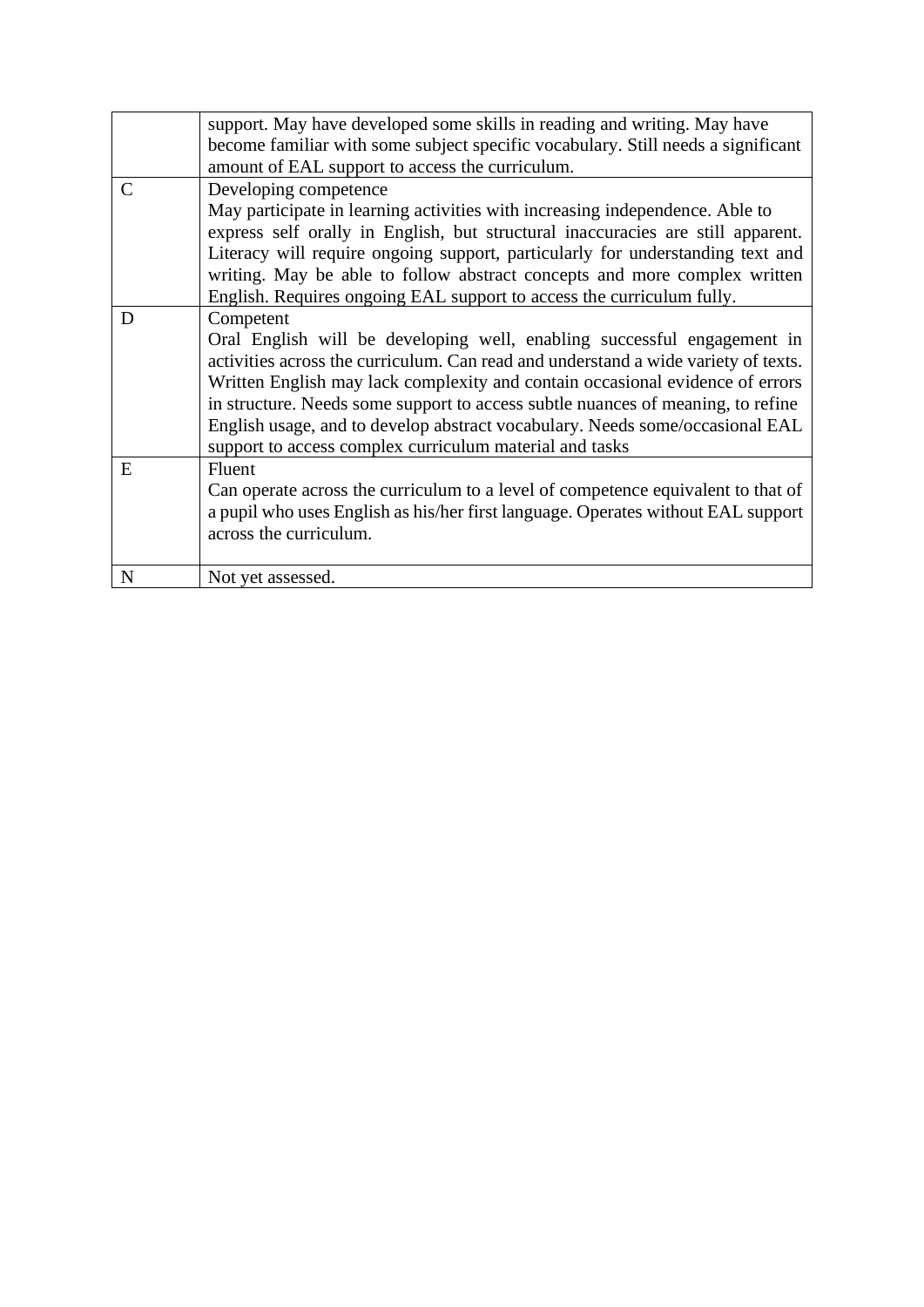| | |
|---|---|
| | support. May have developed some skills in reading and writing. May have become familiar with some subject specific vocabulary. Still needs a significant amount of EAL support to access the curriculum. |
| C | Developing competence<br>May participate in learning activities with increasing independence. Able to express self orally in English, but structural inaccuracies are still apparent. Literacy will require ongoing support, particularly for understanding text and writing. May be able to follow abstract concepts and more complex written English. Requires ongoing EAL support to access the curriculum fully. |
| D | Competent<br>Oral English will be developing well, enabling successful engagement in activities across the curriculum. Can read and understand a wide variety of texts. Written English may lack complexity and contain occasional evidence of errors in structure. Needs some support to access subtle nuances of meaning, to refine English usage, and to develop abstract vocabulary. Needs some/occasional EAL support to access complex curriculum material and tasks |
| E | Fluent<br>Can operate across the curriculum to a level of competence equivalent to that of a pupil who uses English as his/her first language. Operates without EAL support across the curriculum. |
| N | Not yet assessed. |